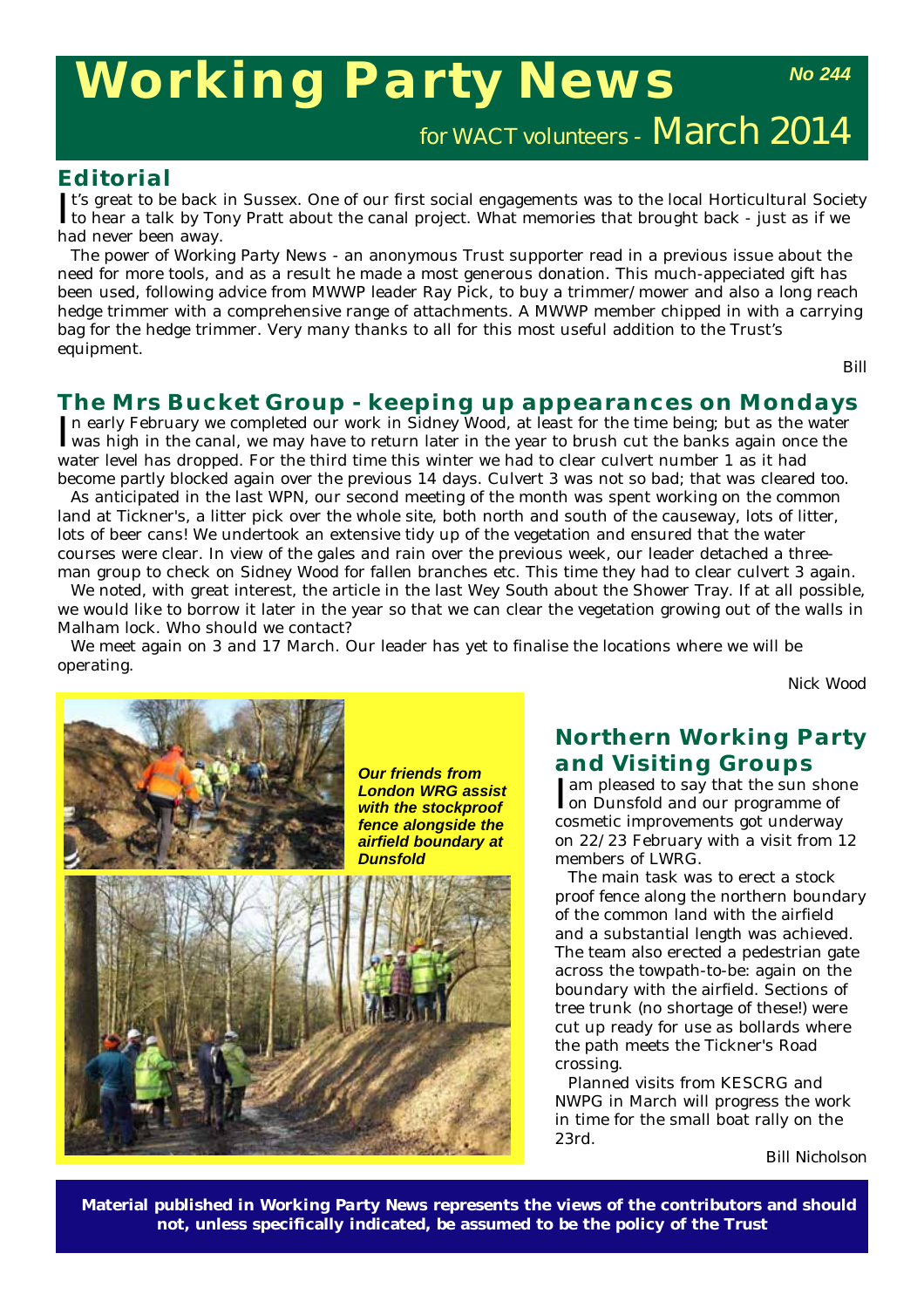# Working Party News

**No 244**

for WACT volunteers - March 2014

## Editorial

It's great to be back in Sussex. One of our first social engagements was to the local Horticultural Society to hear a talk by Tony Pratt about the canal project. What memories that brought back - just as if we had never been away.

The power of Working Party News - an anonymous Trust supporter read in a previous issue about the need for more tools, and as a result he made a most generous donation. This much-appeciated gift has been used, following advice from MWWP leader Ray Pick, to buy a trimmer/mower and also a long reach hedge trimmer with a comprehensive range of attachments. A MWWP member chipped in with a carrying bag for the hedge trimmer. Very many thanks to all for this most useful addition to the Trust's equipment.

Bill

## The Mrs Bucket Group - keeping up appearances on Mondays

In early February we completed our work in Sidney Wood, at least for the time being; but as the water was high in the canal, we may have to return later in the year to brush cut the banks again once the water level has dropped. For the third time this winter we had to clear culvert number 1 as it had become partly blocked again over the previous 14 days. Culvert 3 was not so bad; that was cleared too.

As anticipated in the last WPN, our second meeting of the month was spent working on the common land at Tickner's, a litter pick over the whole site, both north and south of the causeway, lots of litter, lots of beer cans! We undertook an extensive tidy up of the vegetation and ensured that the water courses were clear. In view of the gales and rain over the previous week, our leader detached a three-man group to check on Sidney Wood for fallen branches etc. This time they had to clear culvert 3 again.

We noted, with great interest, the article in the last Wey South about the Shower Tray. If at all possible, we would like to borrow it later in the year so that we can clear the vegetation growing out of the walls in Malham lock. Who should we contact?

We meet again on 3 and 17 March. Our leader has yet to finalise the locations where we will be operating.

Nick Wood

***Our friends from London WRG assist with the stockproof fence alongside the airfield boundary at Dunsfold***

## Northern Working Party and Visiting Groups

I am pleased to say that the sun shone on Dunsfold and our programme of cosmetic improvements got underway on 22/23 February with a visit from 12 members of LWRG.

The main task was to erect a stock proof fence along the northern boundary of the common land with the airfield and a substantial length was achieved. The team also erected a pedestrian gate across the towpath-to-be: again on the boundary with the airfield. Sections of tree trunk (no shortage of these!) were cut up ready for use as bollards where the path meets the Tickner's Road crossing.

Planned visits from KESCRG and NWPG in March will progress the work in time for the small boat rally on the 23rd.

Bill Nicholson

**Material published in *Working Party News* represents the views of the contributors and should not, unless specifically indicated, be assumed to be the policy of the Trust**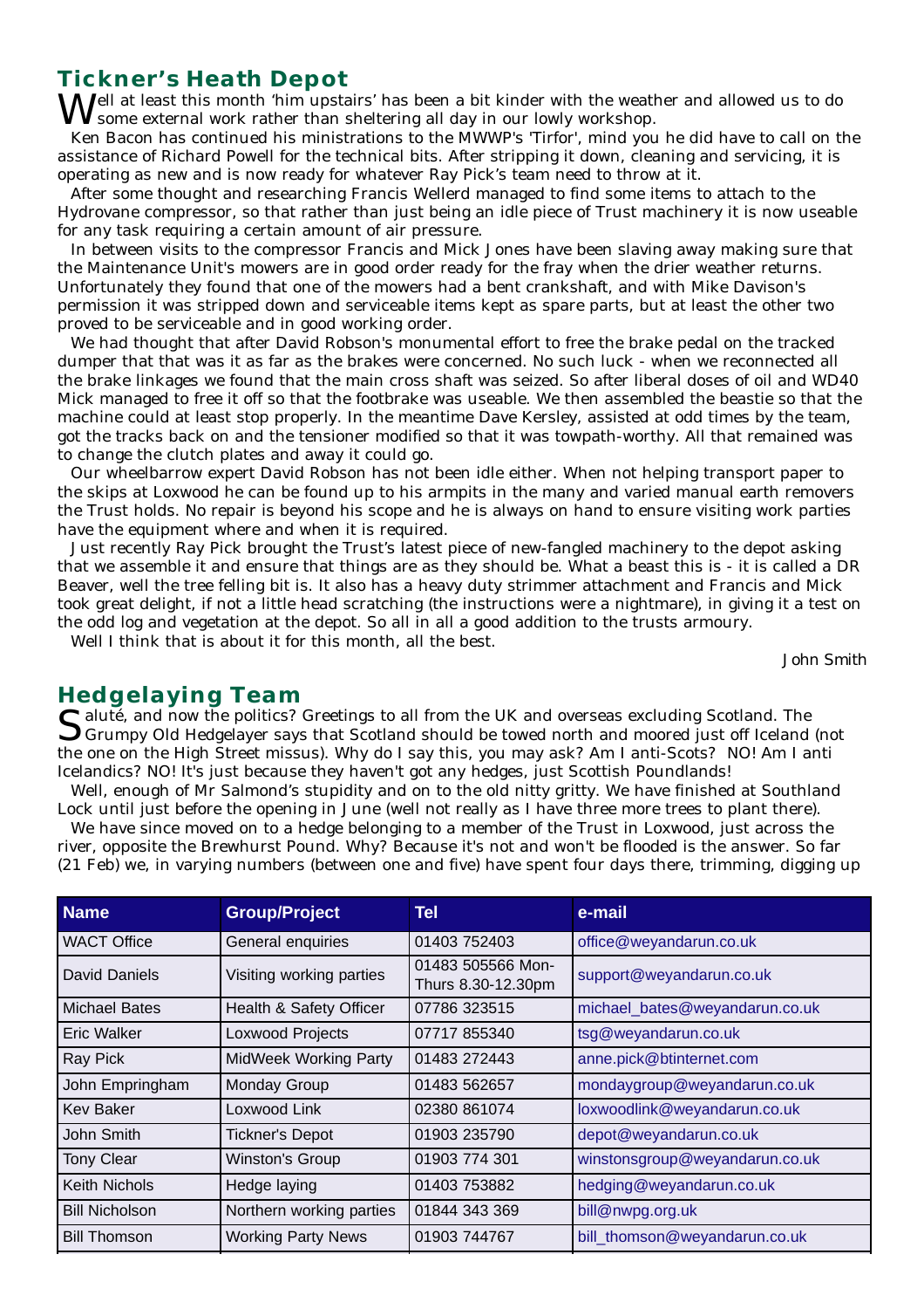## Tickner's Heath Depot

Well at least this month 'him upstairs' has been a bit kinder with the weather and allowed us to do some external work rather than sheltering all day in our lowly workshop.

Ken Bacon has continued his ministrations to the MWWP's 'Tirfor', mind you he did have to call on the assistance of Richard Powell for the technical bits. After stripping it down, cleaning and servicing, it is operating as new and is now ready for whatever Ray Pick's team need to throw at it.

After some thought and researching Francis Wellerd managed to find some items to attach to the Hydrovane compressor, so that rather than just being an idle piece of Trust machinery it is now useable for any task requiring a certain amount of air pressure.

In between visits to the compressor Francis and Mick Jones have been slaving away making sure that the Maintenance Unit's mowers are in good order ready for the fray when the drier weather returns. Unfortunately they found that one of the mowers had a bent crankshaft, and with Mike Davison's permission it was stripped down and serviceable items kept as spare parts, but at least the other two proved to be serviceable and in good working order.

We had thought that after David Robson's monumental effort to free the brake pedal on the tracked dumper that that was it as far as the brakes were concerned. No such luck - when we reconnected all the brake linkages we found that the main cross shaft was seized. So after liberal doses of oil and WD40 Mick managed to free it off so that the footbrake was useable. We then assembled the beastie so that the machine could at least stop properly. In the meantime Dave Kersley, assisted at odd times by the team, got the tracks back on and the tensioner modified so that it was towpath-worthy. All that remained was to change the clutch plates and away it could go.

Our wheelbarrow expert David Robson has not been idle either. When not helping transport paper to the skips at Loxwood he can be found up to his armpits in the many and varied manual earth removers the Trust holds. No repair is beyond his scope and he is always on hand to ensure visiting work parties have the equipment where and when it is required.

Just recently Ray Pick brought the Trust's latest piece of new-fangled machinery to the depot asking that we assemble it and ensure that things are as they should be. What a beast this is - it is called a DR Beaver, well the tree felling bit is. It also has a heavy duty strimmer attachment and Francis and Mick took great delight, if not a little head scratching (the instructions were a nightmare), in giving it a test on the odd log and vegetation at the depot. So all in all a good addition to the trusts armoury.

Well I think that is about it for this month, all the best.

John Smith

## Hedgelaying Team

Saluté, and now the politics? Greetings to all from the UK and overseas excluding Scotland. The Grumpy Old Hedgelayer says that Scotland should be towed north and moored just off Iceland (not the one on the High Street missus). Why do I say this, you may ask? Am I anti-Scots? NO! Am I anti Icelandics? NO! It's just because they haven't got any hedges, just Scottish Poundlands!

Well, enough of Mr Salmond's stupidity and on to the old nitty gritty. We have finished at Southland Lock until just before the opening in June (well not really as I have three more trees to plant there).

We have since moved on to a hedge belonging to a member of the Trust in Loxwood, just across the river, opposite the Brewhurst Pound. Why? Because it's not and won't be flooded is the answer. So far (21 Feb) we, in varying numbers (between one and five) have spent four days there, trimming, digging up

| Name | Group/Project | Tel | e-mail |
|---|---|---|---|
| WACT Office | General enquiries | 01403 752403 | office@weyandarun.co.uk |
| David Daniels | Visiting working parties | 01483 505566 Mon-Thurs 8.30-12.30pm | support@weyandarun.co.uk |
| Michael Bates | Health & Safety Officer | 07786 323515 | michael_bates@weyandarun.co.uk |
| Eric Walker | Loxwood Projects | 07717 855340 | tsg@weyandarun.co.uk |
| Ray Pick | MidWeek Working Party | 01483 272443 | anne.pick@btinternet.com |
| John Empringham | Monday Group | 01483 562657 | mondaygroup@weyandarun.co.uk |
| Kev Baker | Loxwood Link | 02380 861074 | loxwoodlink@weyandarun.co.uk |
| John Smith | Tickner's Depot | 01903 235790 | depot@weyandarun.co.uk |
| Tony Clear | Winston's Group | 01903 774 301 | winstonsgroup@weyandarun.co.uk |
| Keith Nichols | Hedge laying | 01403 753882 | hedging@weyandarun.co.uk |
| Bill Nicholson | Northern working parties | 01844 343 369 | bill@nwpg.org.uk |
| Bill Thomson | Working Party News | 01903 744767 | bill_thomson@weyandarun.co.uk |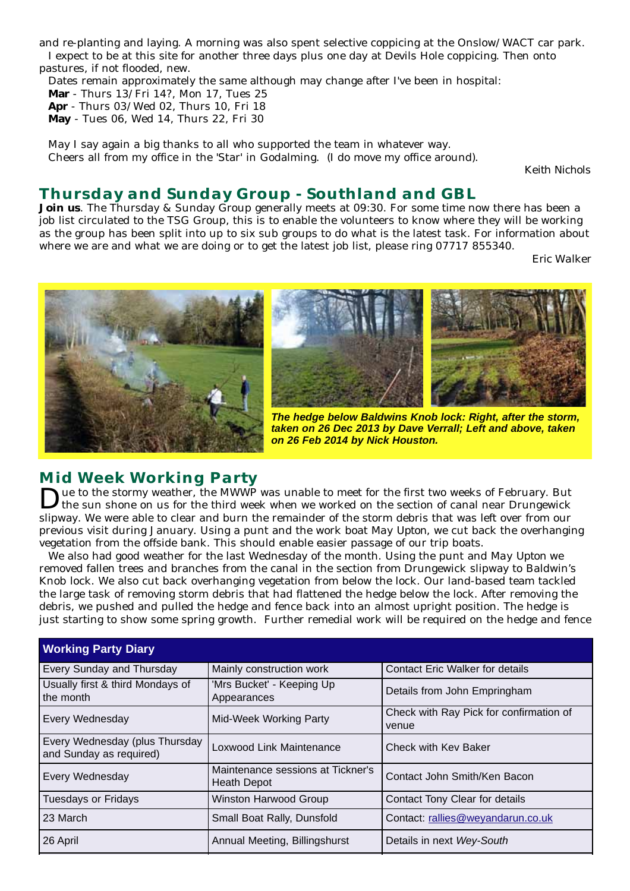and re-planting and laying. A morning was also spent selective coppicing at the Onslow/WACT car park.

I expect to be at this site for another three days plus one day at Devils Hole coppicing. Then onto pastures, if not flooded, new.

Dates remain approximately the same although may change after I've been in hospital:

**Mar** - Thurs 13/Fri 14?, Mon 17, Tues 25
**Apr** - Thurs 03/Wed 02, Thurs 10, Fri 18
**May** - Tues 06, Wed 14, Thurs 22, Fri 30

May I say again a big thanks to all who supported the team in whatever way.

Cheers all from my office in the 'Star' in Godalming. (I do move my office around).

Keith Nichols

## Thursday and Sunday Group - Southland and GBL

**Join us**. The Thursday & Sunday Group generally meets at 09:30. For some time now there has been a job list circulated to the TSG Group, this is to enable the volunteers to know where they will be working as the group has been split into up to six sub groups to do what is the latest task. For information about where we are and what we are doing or to get the latest job list, please ring 07717 855340.

Eric Walker

***The hedge below Baldwins Knob lock: Right, after the storm, taken on 26 Dec 2013 by Dave Verrall; Left and above, taken on 26 Feb 2014 by Nick Houston.***

## Mid Week Working Party

Due to the stormy weather, the MWWP was unable to meet for the first two weeks of February. But the sun shone on us for the third week when we worked on the section of canal near Drungewick slipway. We were able to clear and burn the remainder of the storm debris that was left over from our previous visit during January. Using a punt and the work boat May Upton, we cut back the overhanging vegetation from the offside bank. This should enable easier passage of our trip boats.

We also had good weather for the last Wednesday of the month. Using the punt and May Upton we removed fallen trees and branches from the canal in the section from Drungewick slipway to Baldwin's Knob lock. We also cut back overhanging vegetation from below the lock. Our land-based team tackled the large task of removing storm debris that had flattened the hedge below the lock. After removing the debris, we pushed and pulled the hedge and fence back into an almost upright position. The hedge is just starting to show some spring growth. Further remedial work will be required on the hedge and fence

| Working Party Diary | | |
|---|---|---|
| Every Sunday and Thursday | Mainly construction work | Contact Eric Walker for details |
| Usually first & third Mondays of the month | 'Mrs Bucket' - Keeping Up Appearances | Details from John Empringham |
| Every Wednesday | Mid-Week Working Party | Check with Ray Pick for confirmation of venue |
| Every Wednesday (plus Thursday and Sunday as required) | Loxwood Link Maintenance | Check with Kev Baker |
| Every Wednesday | Maintenance sessions at Tickner's Heath Depot | Contact John Smith/Ken Bacon |
| Tuesdays or Fridays | Winston Harwood Group | Contact Tony Clear for details |
| 23 March | Small Boat Rally, Dunsfold | Contact: rallies@weyandarun.co.uk |
| 26 April | Annual Meeting, Billingshurst | Details in next *Wey-South* |